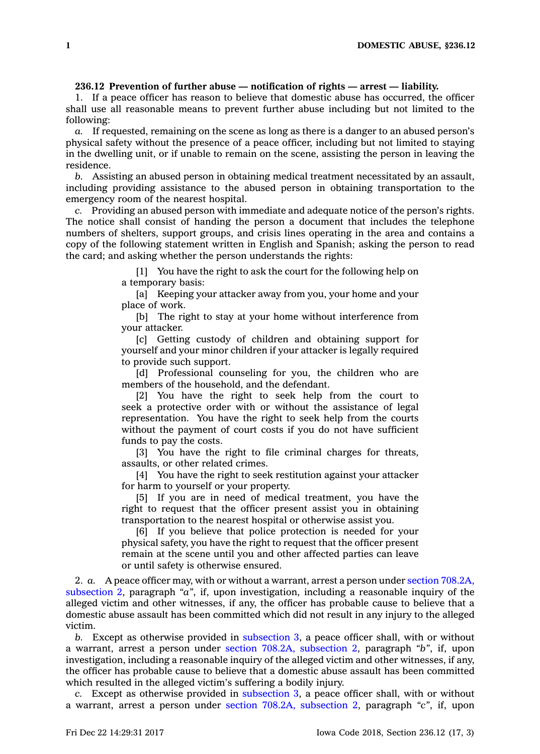**236.12 Prevention of further abuse — notification of rights — arrest — liability.**

1. If a peace officer has reason to believe that domestic abuse has occurred, the officer shall use all reasonable means to prevent further abuse including but not limited to the following:

*a.* If requested, remaining on the scene as long as there is a danger to an abused person's physical safety without the presence of a peace officer, including but not limited to staying in the dwelling unit, or if unable to remain on the scene, assisting the person in leaving the residence.

*b.* Assisting an abused person in obtaining medical treatment necessitated by an assault, including providing assistance to the abused person in obtaining transportation to the emergency room of the nearest hospital.

*c.* Providing an abused person with immediate and adequate notice of the person's rights. The notice shall consist of handing the person a document that includes the telephone numbers of shelters, support groups, and crisis lines operating in the area and contains a copy of the following statement written in English and Spanish; asking the person to read the card; and asking whether the person understands the rights:

> [1] You have the right to ask the court for the following help on a temporary basis:
>
> [a] Keeping your attacker away from you, your home and your place of work.
>
> [b] The right to stay at your home without interference from your attacker.
>
> [c] Getting custody of children and obtaining support for yourself and your minor children if your attacker is legally required to provide such support.
>
> [d] Professional counseling for you, the children who are members of the household, and the defendant.
>
> [2] You have the right to seek help from the court to seek a protective order with or without the assistance of legal representation. You have the right to seek help from the courts without the payment of court costs if you do not have sufficient funds to pay the costs.
>
> [3] You have the right to file criminal charges for threats, assaults, or other related crimes.
>
> [4] You have the right to seek restitution against your attacker for harm to yourself or your property.
>
> [5] If you are in need of medical treatment, you have the right to request that the officer present assist you in obtaining transportation to the nearest hospital or otherwise assist you.
>
> [6] If you believe that police protection is needed for your physical safety, you have the right to request that the officer present remain at the scene until you and other affected parties can leave or until safety is otherwise ensured.

2. *a.* A peace officer may, with or without a warrant, arrest a person under section 708.2A, subsection 2, paragraph *"a"*, if, upon investigation, including a reasonable inquiry of the alleged victim and other witnesses, if any, the officer has probable cause to believe that a domestic abuse assault has been committed which did not result in any injury to the alleged victim.

*b.* Except as otherwise provided in subsection 3, a peace officer shall, with or without a warrant, arrest a person under section 708.2A, subsection 2, paragraph *"b"*, if, upon investigation, including a reasonable inquiry of the alleged victim and other witnesses, if any, the officer has probable cause to believe that a domestic abuse assault has been committed which resulted in the alleged victim's suffering a bodily injury.

*c.* Except as otherwise provided in subsection 3, a peace officer shall, with or without a warrant, arrest a person under section 708.2A, subsection 2, paragraph *"c"*, if, upon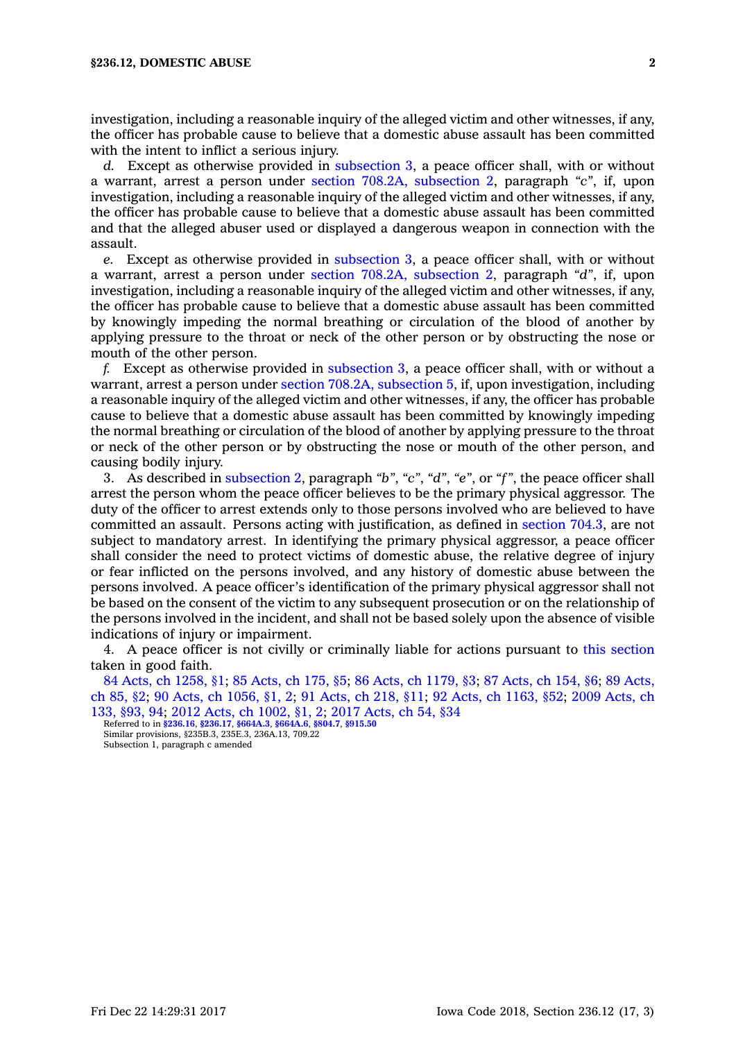investigation, including a reasonable inquiry of the alleged victim and other witnesses, if any, the officer has probable cause to believe that a domestic abuse assault has been committed with the intent to inflict a serious injury.

*d.* Except as otherwise provided in subsection 3, a peace officer shall, with or without a warrant, arrest a person under section 708.2A, subsection 2, paragraph *"c"*, if, upon investigation, including a reasonable inquiry of the alleged victim and other witnesses, if any, the officer has probable cause to believe that a domestic abuse assault has been committed and that the alleged abuser used or displayed a dangerous weapon in connection with the assault.

*e.* Except as otherwise provided in subsection 3, a peace officer shall, with or without a warrant, arrest a person under section 708.2A, subsection 2, paragraph *"d"*, if, upon investigation, including a reasonable inquiry of the alleged victim and other witnesses, if any, the officer has probable cause to believe that a domestic abuse assault has been committed by knowingly impeding the normal breathing or circulation of the blood of another by applying pressure to the throat or neck of the other person or by obstructing the nose or mouth of the other person.

*f.* Except as otherwise provided in subsection 3, a peace officer shall, with or without a warrant, arrest a person under section 708.2A, subsection 5, if, upon investigation, including a reasonable inquiry of the alleged victim and other witnesses, if any, the officer has probable cause to believe that a domestic abuse assault has been committed by knowingly impeding the normal breathing or circulation of the blood of another by applying pressure to the throat or neck of the other person or by obstructing the nose or mouth of the other person, and causing bodily injury.

3. As described in subsection 2, paragraph *"b"*, *"c"*, *"d"*, *"e"*, or *"f"*, the peace officer shall arrest the person whom the peace officer believes to be the primary physical aggressor. The duty of the officer to arrest extends only to those persons involved who are believed to have committed an assault. Persons acting with justification, as defined in section 704.3, are not subject to mandatory arrest. In identifying the primary physical aggressor, a peace officer shall consider the need to protect victims of domestic abuse, the relative degree of injury or fear inflicted on the persons involved, and any history of domestic abuse between the persons involved. A peace officer's identification of the primary physical aggressor shall not be based on the consent of the victim to any subsequent prosecution or on the relationship of the persons involved in the incident, and shall not be based solely upon the absence of visible indications of injury or impairment.

4. A peace officer is not civilly or criminally liable for actions pursuant to this section taken in good faith.

84 Acts, ch 1258, §1; 85 Acts, ch 175, §5; 86 Acts, ch 1179, §3; 87 Acts, ch 154, §6; 89 Acts, ch 85, §2; 90 Acts, ch 1056, §1, 2; 91 Acts, ch 218, §11; 92 Acts, ch 1163, §52; 2009 Acts, ch 133, §93, 94; 2012 Acts, ch 1002, §1, 2; 2017 Acts, ch 54, §34

Referred to in **§236.16**, **§236.17**, **§664A.3**, **§664A.6**, **§804.7**, **§915.50**
Similar provisions, §235B.3, 235E.3, 236A.13, 709.22
Subsection 1, paragraph c amended